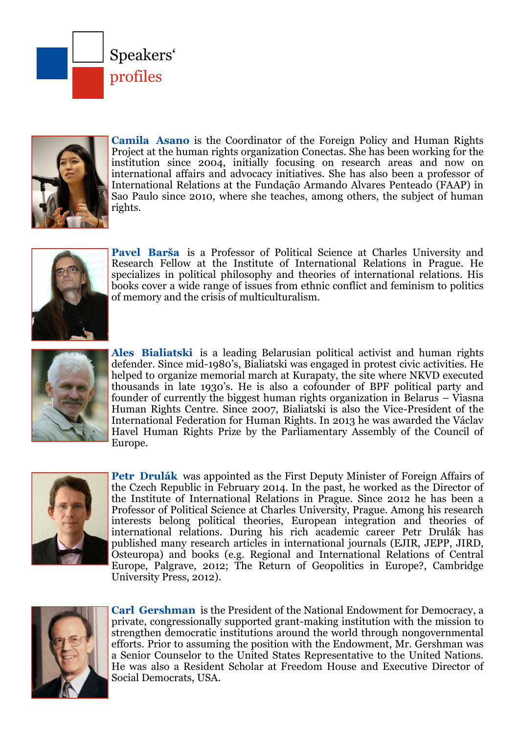# Speakers' profiles

**Camila Asano** is the Coordinator of the Foreign Policy and Human Rights Project at the human rights organization Conectas. She has been working for the institution since 2004, initially focusing on research areas and now on international affairs and advocacy initiatives. She has also been a professor of International Relations at the Fundação Armando Alvares Penteado (FAAP) in Sao Paulo since 2010, where she teaches, among others, the subject of human rights.

**Pavel Barša** is a Professor of Political Science at Charles University and Research Fellow at the Institute of International Relations in Prague. He specializes in political philosophy and theories of international relations. His books cover a wide range of issues from ethnic conflict and feminism to politics of memory and the crisis of multiculturalism.

**Ales Bialiatski** is a leading Belarusian political activist and human rights defender. Since mid-1980's, Bialiatski was engaged in protest civic activities. He helped to organize memorial march at Kurapaty, the site where NKVD executed thousands in late 1930's. He is also a cofounder of BPF political party and founder of currently the biggest human rights organization in Belarus – Viasna Human Rights Centre. Since 2007, Bialiatski is also the Vice-President of the International Federation for Human Rights. In 2013 he was awarded the Václav Havel Human Rights Prize by the Parliamentary Assembly of the Council of Europe.

**Petr Drulák** was appointed as the First Deputy Minister of Foreign Affairs of the Czech Republic in February 2014. In the past, he worked as the Director of the Institute of International Relations in Prague. Since 2012 he has been a Professor of Political Science at Charles University, Prague. Among his research interests belong political theories, European integration and theories of international relations. During his rich academic career Petr Drulák has published many research articles in international journals (EJIR, JEPP, JIRD, Osteuropa) and books (e.g. Regional and International Relations of Central Europe, Palgrave, 2012; The Return of Geopolitics in Europe?, Cambridge University Press, 2012).

**Carl Gershman** is the President of the National Endowment for Democracy, a private, congressionally supported grant-making institution with the mission to strengthen democratic institutions around the world through nongovernmental efforts. Prior to assuming the position with the Endowment, Mr. Gershman was a Senior Counselor to the United States Representative to the United Nations. He was also a Resident Scholar at Freedom House and Executive Director of Social Democrats, USA.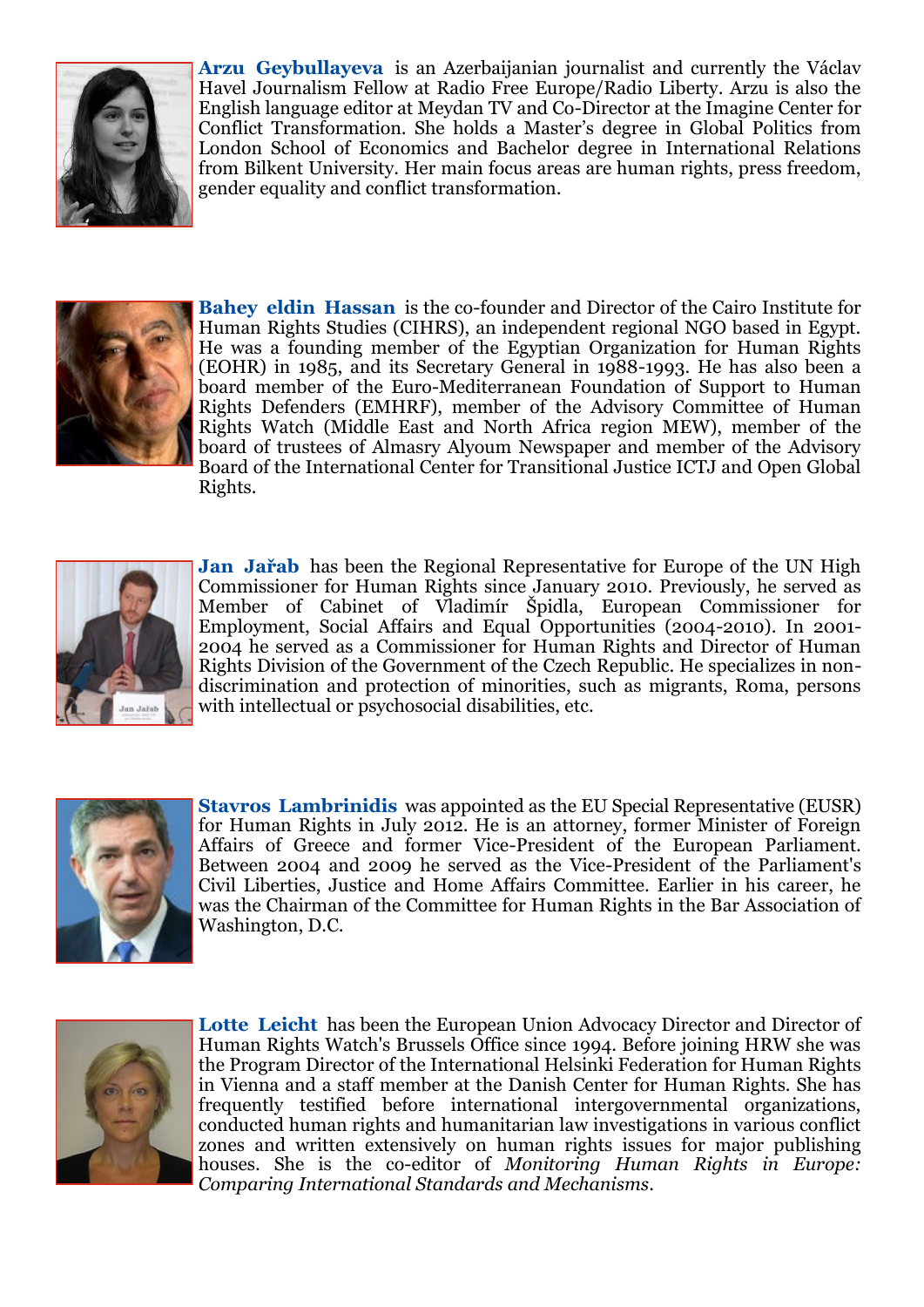**Arzu Geybullayeva** is an Azerbaijanian journalist and currently the Václav Havel Journalism Fellow at Radio Free Europe/Radio Liberty. Arzu is also the English language editor at Meydan TV and Co-Director at the Imagine Center for Conflict Transformation. She holds a Master's degree in Global Politics from London School of Economics and Bachelor degree in International Relations from Bilkent University. Her main focus areas are human rights, press freedom, gender equality and conflict transformation.

**Bahey eldin Hassan** is the co-founder and Director of the Cairo Institute for Human Rights Studies (CIHRS), an independent regional NGO based in Egypt. He was a founding member of the Egyptian Organization for Human Rights (EOHR) in 1985, and its Secretary General in 1988-1993. He has also been a board member of the Euro-Mediterranean Foundation of Support to Human Rights Defenders (EMHRF), member of the Advisory Committee of Human Rights Watch (Middle East and North Africa region MEW), member of the board of trustees of Almasry Alyoum Newspaper and member of the Advisory Board of the International Center for Transitional Justice ICTJ and Open Global Rights.

**Jan Jařab** has been the Regional Representative for Europe of the UN High Commissioner for Human Rights since January 2010. Previously, he served as Member of Cabinet of Vladimír Špidla, European Commissioner for Employment, Social Affairs and Equal Opportunities (2004-2010). In 2001-2004 he served as a Commissioner for Human Rights and Director of Human Rights Division of the Government of the Czech Republic. He specializes in non-discrimination and protection of minorities, such as migrants, Roma, persons with intellectual or psychosocial disabilities, etc.

**Stavros Lambrinidis** was appointed as the EU Special Representative (EUSR) for Human Rights in July 2012. He is an attorney, former Minister of Foreign Affairs of Greece and former Vice-President of the European Parliament. Between 2004 and 2009 he served as the Vice-President of the Parliament's Civil Liberties, Justice and Home Affairs Committee. Earlier in his career, he was the Chairman of the Committee for Human Rights in the Bar Association of Washington, D.C.

**Lotte Leicht** has been the European Union Advocacy Director and Director of Human Rights Watch's Brussels Office since 1994. Before joining HRW she was the Program Director of the International Helsinki Federation for Human Rights in Vienna and a staff member at the Danish Center for Human Rights. She has frequently testified before international intergovernmental organizations, conducted human rights and humanitarian law investigations in various conflict zones and written extensively on human rights issues for major publishing houses. She is the co-editor of *Monitoring Human Rights in Europe: Comparing International Standards and Mechanisms*.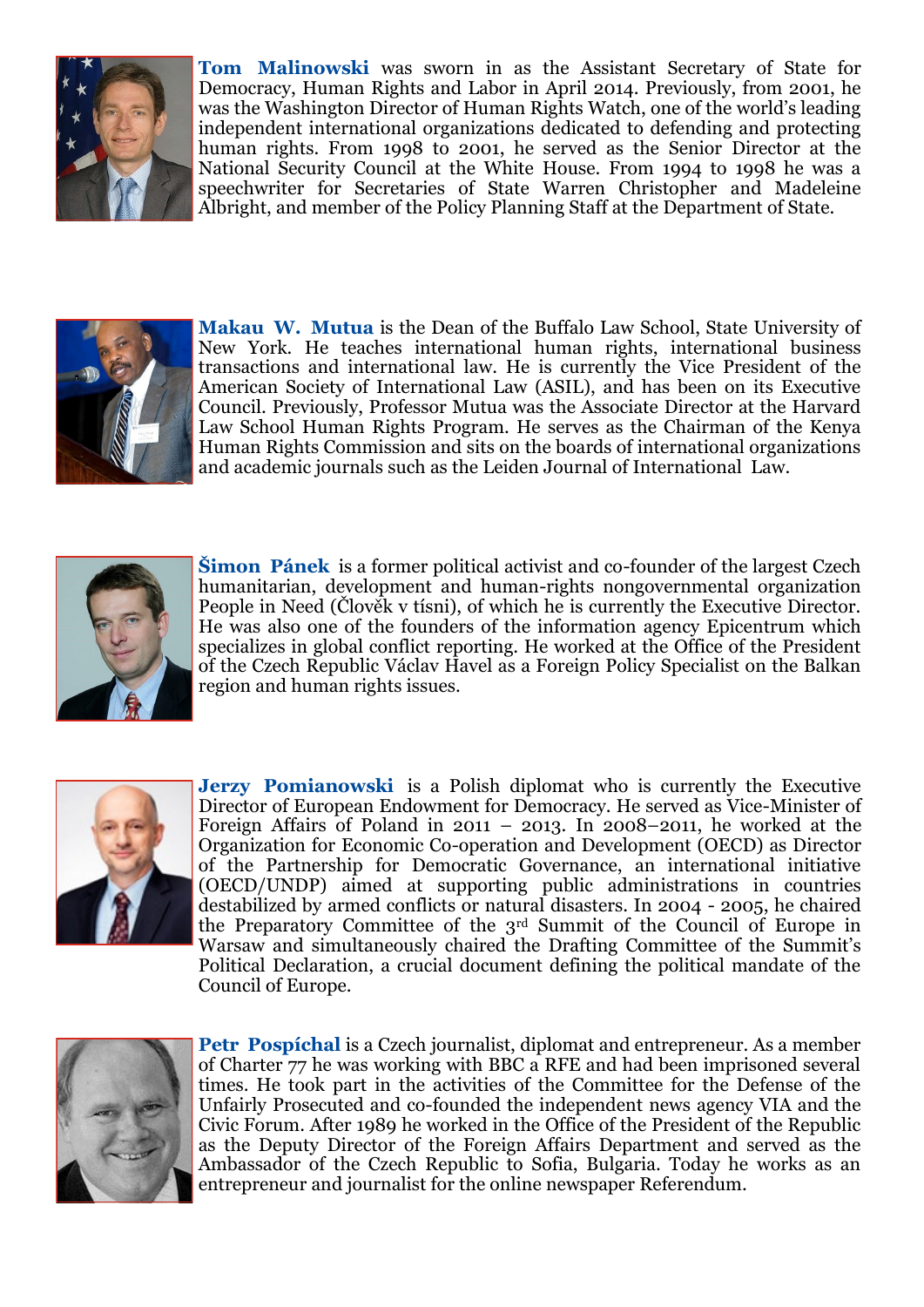**Tom Malinowski** was sworn in as the Assistant Secretary of State for Democracy, Human Rights and Labor in April 2014. Previously, from 2001, he was the Washington Director of Human Rights Watch, one of the world's leading independent international organizations dedicated to defending and protecting human rights. From 1998 to 2001, he served as the Senior Director at the National Security Council at the White House. From 1994 to 1998 he was a speechwriter for Secretaries of State Warren Christopher and Madeleine Albright, and member of the Policy Planning Staff at the Department of State.

**Makau W. Mutua** is the Dean of the Buffalo Law School, State University of New York. He teaches international human rights, international business transactions and international law. He is currently the Vice President of the American Society of International Law (ASIL), and has been on its Executive Council. Previously, Professor Mutua was the Associate Director at the Harvard Law School Human Rights Program. He serves as the Chairman of the Kenya Human Rights Commission and sits on the boards of international organizations and academic journals such as the Leiden Journal of International Law.

**Šimon Pánek** is a former political activist and co-founder of the largest Czech humanitarian, development and human-rights nongovernmental organization People in Need (Člověk v tísni), of which he is currently the Executive Director. He was also one of the founders of the information agency Epicentrum which specializes in global conflict reporting. He worked at the Office of the President of the Czech Republic Václav Havel as a Foreign Policy Specialist on the Balkan region and human rights issues.

**Jerzy Pomianowski** is a Polish diplomat who is currently the Executive Director of European Endowment for Democracy. He served as Vice-Minister of Foreign Affairs of Poland in 2011 – 2013. In 2008–2011, he worked at the Organization for Economic Co-operation and Development (OECD) as Director of the Partnership for Democratic Governance, an international initiative (OECD/UNDP) aimed at supporting public administrations in countries destabilized by armed conflicts or natural disasters. In 2004 - 2005, he chaired the Preparatory Committee of the 3rd Summit of the Council of Europe in Warsaw and simultaneously chaired the Drafting Committee of the Summit's Political Declaration, a crucial document defining the political mandate of the Council of Europe.

**Petr Pospíchal** is a Czech journalist, diplomat and entrepreneur. As a member of Charter 77 he was working with BBC a RFE and had been imprisoned several times. He took part in the activities of the Committee for the Defense of the Unfairly Prosecuted and co-founded the independent news agency VIA and the Civic Forum. After 1989 he worked in the Office of the President of the Republic as the Deputy Director of the Foreign Affairs Department and served as the Ambassador of the Czech Republic to Sofia, Bulgaria. Today he works as an entrepreneur and journalist for the online newspaper Referendum.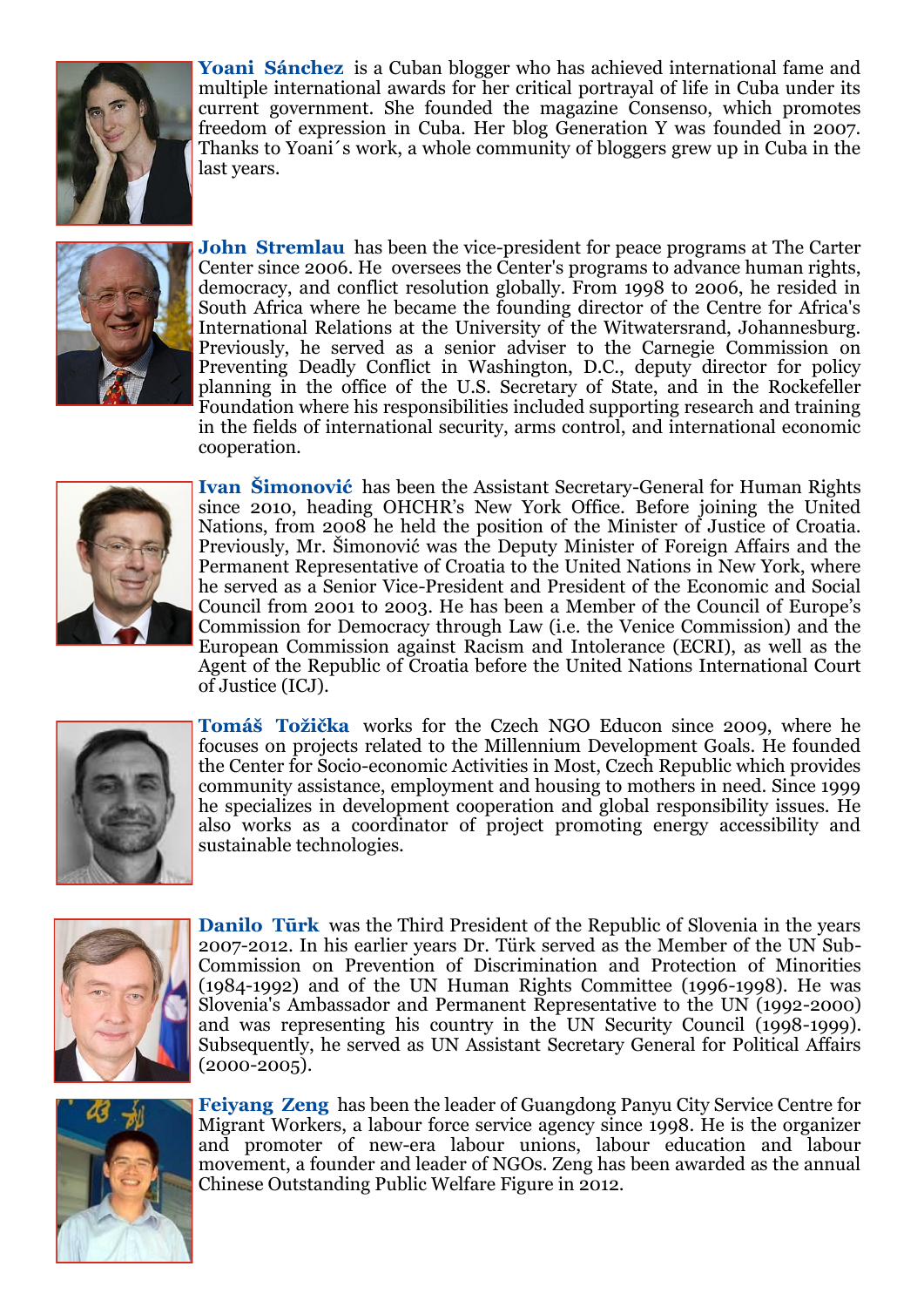**Yoani Sánchez** is a Cuban blogger who has achieved international fame and multiple international awards for her critical portrayal of life in Cuba under its current government. She founded the magazine Consenso, which promotes freedom of expression in Cuba. Her blog Generation Y was founded in 2007. Thanks to Yoani´s work, a whole community of bloggers grew up in Cuba in the last years.

**John Stremlau** has been the vice-president for peace programs at The Carter Center since 2006. He oversees the Center's programs to advance human rights, democracy, and conflict resolution globally. From 1998 to 2006, he resided in South Africa where he became the founding director of the Centre for Africa's International Relations at the University of the Witwatersrand, Johannesburg. Previously, he served as a senior adviser to the Carnegie Commission on Preventing Deadly Conflict in Washington, D.C., deputy director for policy planning in the office of the U.S. Secretary of State, and in the Rockefeller Foundation where his responsibilities included supporting research and training in the fields of international security, arms control, and international economic cooperation.

**Ivan Šimonović** has been the Assistant Secretary-General for Human Rights since 2010, heading OHCHR's New York Office. Before joining the United Nations, from 2008 he held the position of the Minister of Justice of Croatia. Previously, Mr. Šimonović was the Deputy Minister of Foreign Affairs and the Permanent Representative of Croatia to the United Nations in New York, where he served as a Senior Vice-President and President of the Economic and Social Council from 2001 to 2003. He has been a Member of the Council of Europe's Commission for Democracy through Law (i.e. the Venice Commission) and the European Commission against Racism and Intolerance (ECRI), as well as the Agent of the Republic of Croatia before the United Nations International Court of Justice (ICJ).

**Tomáš Tožička** works for the Czech NGO Educon since 2009, where he focuses on projects related to the Millennium Development Goals. He founded the Center for Socio-economic Activities in Most, Czech Republic which provides community assistance, employment and housing to mothers in need. Since 1999 he specializes in development cooperation and global responsibility issues. He also works as a coordinator of project promoting energy accessibility and sustainable technologies.

**Danilo Tūrk** was the Third President of the Republic of Slovenia in the years 2007-2012. In his earlier years Dr. Türk served as the Member of the UN Sub-Commission on Prevention of Discrimination and Protection of Minorities (1984-1992) and of the UN Human Rights Committee (1996-1998). He was Slovenia's Ambassador and Permanent Representative to the UN (1992-2000) and was representing his country in the UN Security Council (1998-1999). Subsequently, he served as UN Assistant Secretary General for Political Affairs (2000-2005).

**Feiyang Zeng** has been the leader of Guangdong Panyu City Service Centre for Migrant Workers, a labour force service agency since 1998. He is the organizer and promoter of new-era labour unions, labour education and labour movement, a founder and leader of NGOs. Zeng has been awarded as the annual Chinese Outstanding Public Welfare Figure in 2012.